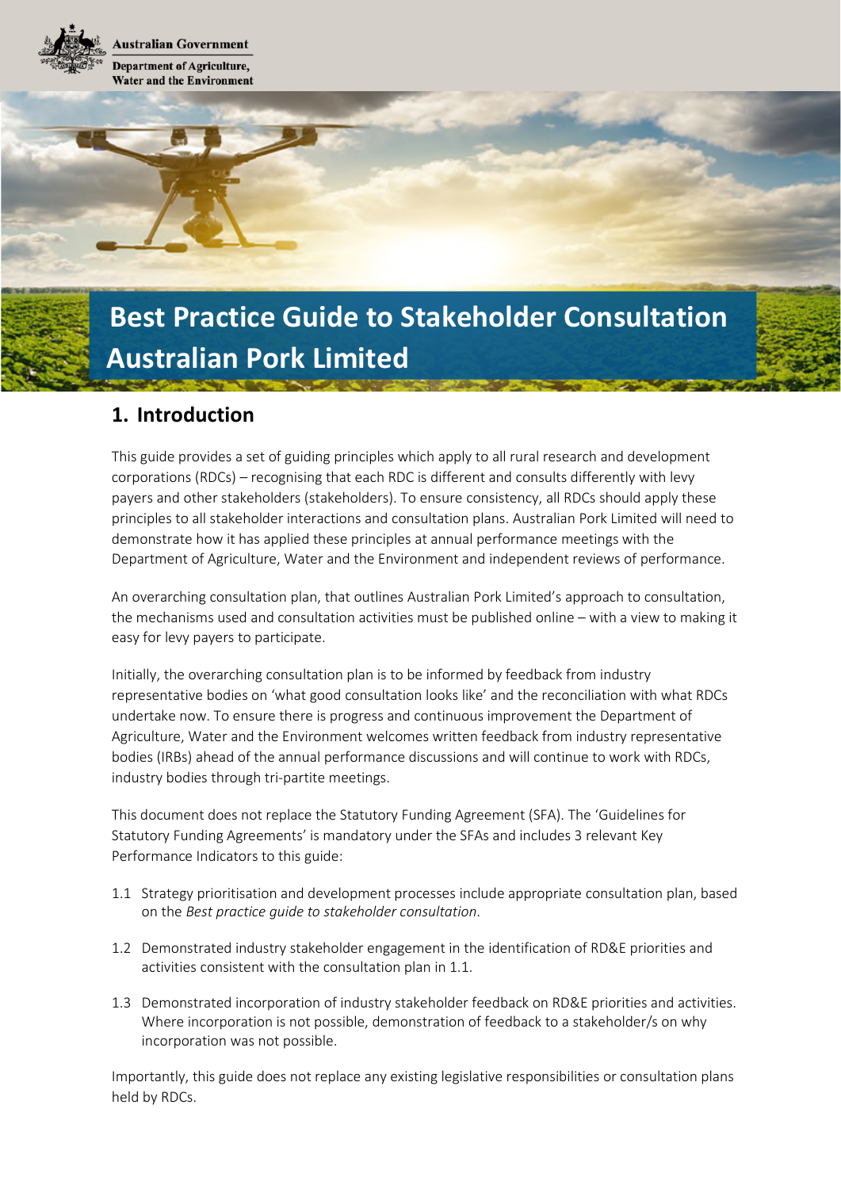Australian Government

Department of Agriculture, Water and the Environment

# Best Practice Guide to Stakeholder Consultation Australian Pork Limited

## 1. Introduction

This guide provides a set of guiding principles which apply to all rural research and development corporations (RDCs) – recognising that each RDC is different and consults differently with levy payers and other stakeholders (stakeholders). To ensure consistency, all RDCs should apply these principles to all stakeholder interactions and consultation plans. Australian Pork Limited will need to demonstrate how it has applied these principles at annual performance meetings with the Department of Agriculture, Water and the Environment and independent reviews of performance.

An overarching consultation plan, that outlines Australian Pork Limited's approach to consultation, the mechanisms used and consultation activities must be published online – with a view to making it easy for levy payers to participate.

Initially, the overarching consultation plan is to be informed by feedback from industry representative bodies on 'what good consultation looks like' and the reconciliation with what RDCs undertake now. To ensure there is progress and continuous improvement the Department of Agriculture, Water and the Environment welcomes written feedback from industry representative bodies (IRBs) ahead of the annual performance discussions and will continue to work with RDCs, industry bodies through tri-partite meetings.

This document does not replace the Statutory Funding Agreement (SFA). The 'Guidelines for Statutory Funding Agreements' is mandatory under the SFAs and includes 3 relevant Key Performance Indicators to this guide:

1.1 Strategy prioritisation and development processes include appropriate consultation plan, based on the *Best practice guide to stakeholder consultation*.

1.2 Demonstrated industry stakeholder engagement in the identification of RD&E priorities and activities consistent with the consultation plan in 1.1.

1.3 Demonstrated incorporation of industry stakeholder feedback on RD&E priorities and activities. Where incorporation is not possible, demonstration of feedback to a stakeholder/s on why incorporation was not possible.

Importantly, this guide does not replace any existing legislative responsibilities or consultation plans held by RDCs.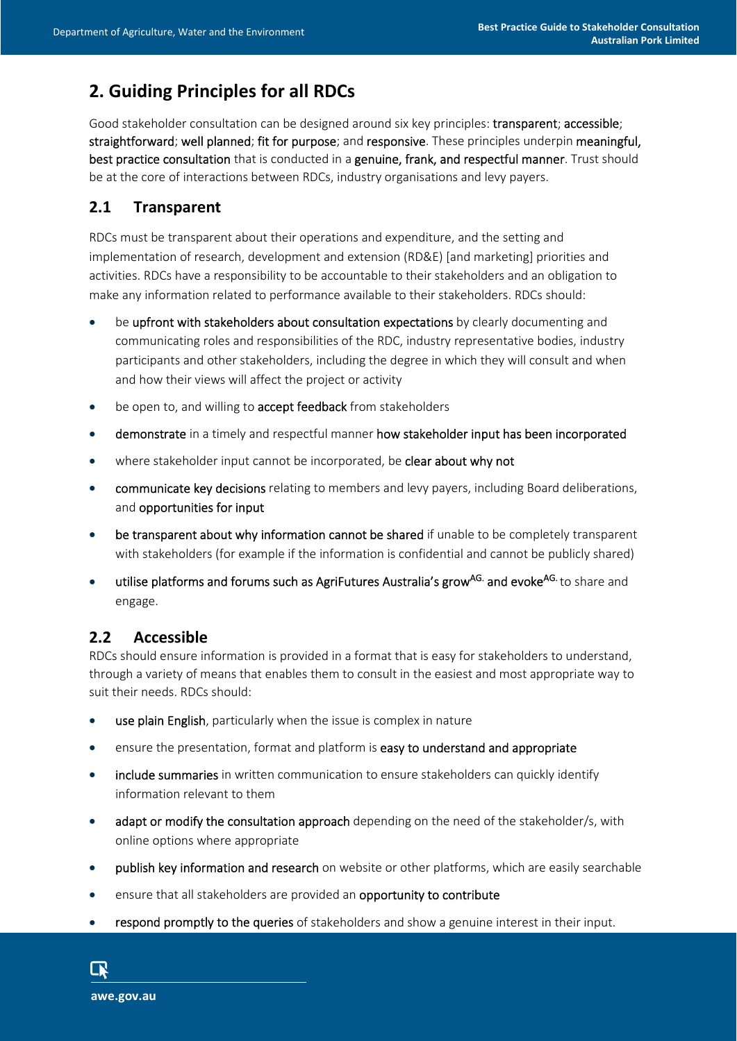## 2. Guiding Principles for all RDCs

Good stakeholder consultation can be designed around six key principles: transparent; accessible; straightforward; well planned; fit for purpose; and responsive. These principles underpin meaningful, best practice consultation that is conducted in a genuine, frank, and respectful manner. Trust should be at the core of interactions between RDCs, industry organisations and levy payers.

### 2.1 Transparent

RDCs must be transparent about their operations and expenditure, and the setting and implementation of research, development and extension (RD&E) [and marketing] priorities and activities. RDCs have a responsibility to be accountable to their stakeholders and an obligation to make any information related to performance available to their stakeholders. RDCs should:

- be upfront with stakeholders about consultation expectations by clearly documenting and communicating roles and responsibilities of the RDC, industry representative bodies, industry participants and other stakeholders, including the degree in which they will consult and when and how their views will affect the project or activity
- be open to, and willing to accept feedback from stakeholders
- demonstrate in a timely and respectful manner how stakeholder input has been incorporated
- where stakeholder input cannot be incorporated, be clear about why not
- communicate key decisions relating to members and levy payers, including Board deliberations, and opportunities for input
- be transparent about why information cannot be shared if unable to be completely transparent with stakeholders (for example if the information is confidential and cannot be publicly shared)
- utilise platforms and forums such as AgriFutures Australia's grow[AG.] and evoke[AG.] to share and engage.

### 2.2 Accessible

RDCs should ensure information is provided in a format that is easy for stakeholders to understand, through a variety of means that enables them to consult in the easiest and most appropriate way to suit their needs. RDCs should:

- use plain English, particularly when the issue is complex in nature
- ensure the presentation, format and platform is easy to understand and appropriate
- include summaries in written communication to ensure stakeholders can quickly identify information relevant to them
- adapt or modify the consultation approach depending on the need of the stakeholder/s, with online options where appropriate
- publish key information and research on website or other platforms, which are easily searchable
- ensure that all stakeholders are provided an opportunity to contribute
- respond promptly to the queries of stakeholders and show a genuine interest in their input.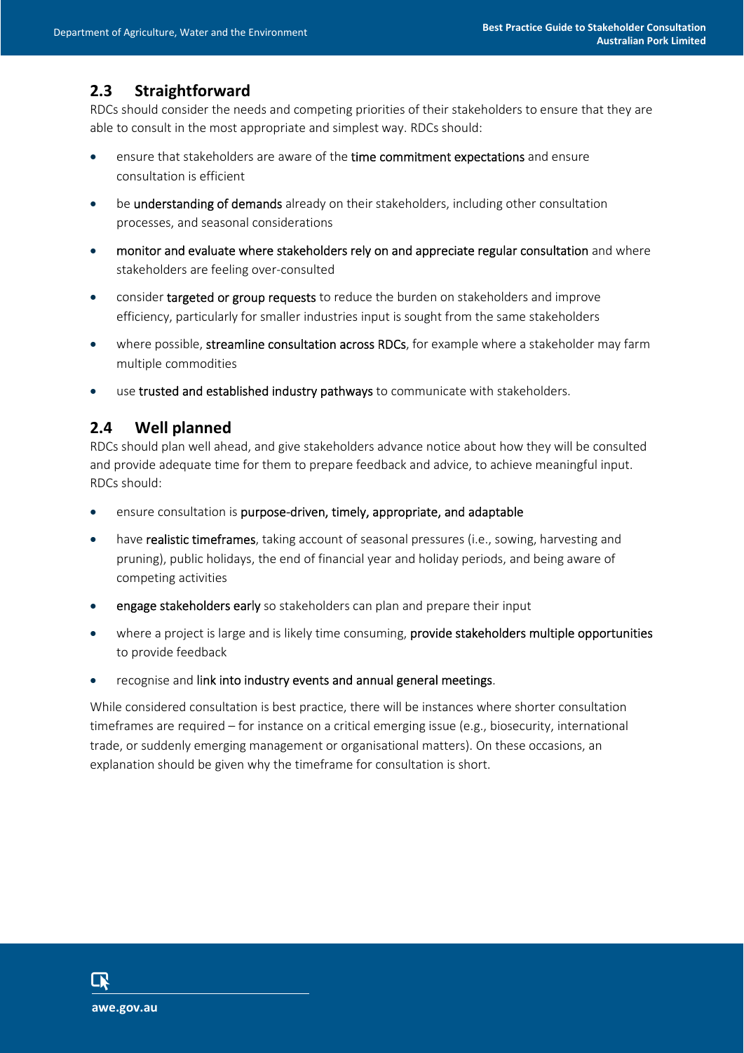## 2.3 Straightforward

RDCs should consider the needs and competing priorities of their stakeholders to ensure that they are able to consult in the most appropriate and simplest way. RDCs should:

- ensure that stakeholders are aware of the time commitment expectations and ensure consultation is efficient
- be understanding of demands already on their stakeholders, including other consultation processes, and seasonal considerations
- monitor and evaluate where stakeholders rely on and appreciate regular consultation and where stakeholders are feeling over-consulted
- consider targeted or group requests to reduce the burden on stakeholders and improve efficiency, particularly for smaller industries input is sought from the same stakeholders
- where possible, streamline consultation across RDCs, for example where a stakeholder may farm multiple commodities
- use trusted and established industry pathways to communicate with stakeholders.

## 2.4 Well planned

RDCs should plan well ahead, and give stakeholders advance notice about how they will be consulted and provide adequate time for them to prepare feedback and advice, to achieve meaningful input. RDCs should:

- ensure consultation is purpose-driven, timely, appropriate, and adaptable
- have realistic timeframes, taking account of seasonal pressures (i.e., sowing, harvesting and pruning), public holidays, the end of financial year and holiday periods, and being aware of competing activities
- engage stakeholders early so stakeholders can plan and prepare their input
- where a project is large and is likely time consuming, provide stakeholders multiple opportunities to provide feedback
- recognise and link into industry events and annual general meetings.

While considered consultation is best practice, there will be instances where shorter consultation timeframes are required – for instance on a critical emerging issue (e.g., biosecurity, international trade, or suddenly emerging management or organisational matters). On these occasions, an explanation should be given why the timeframe for consultation is short.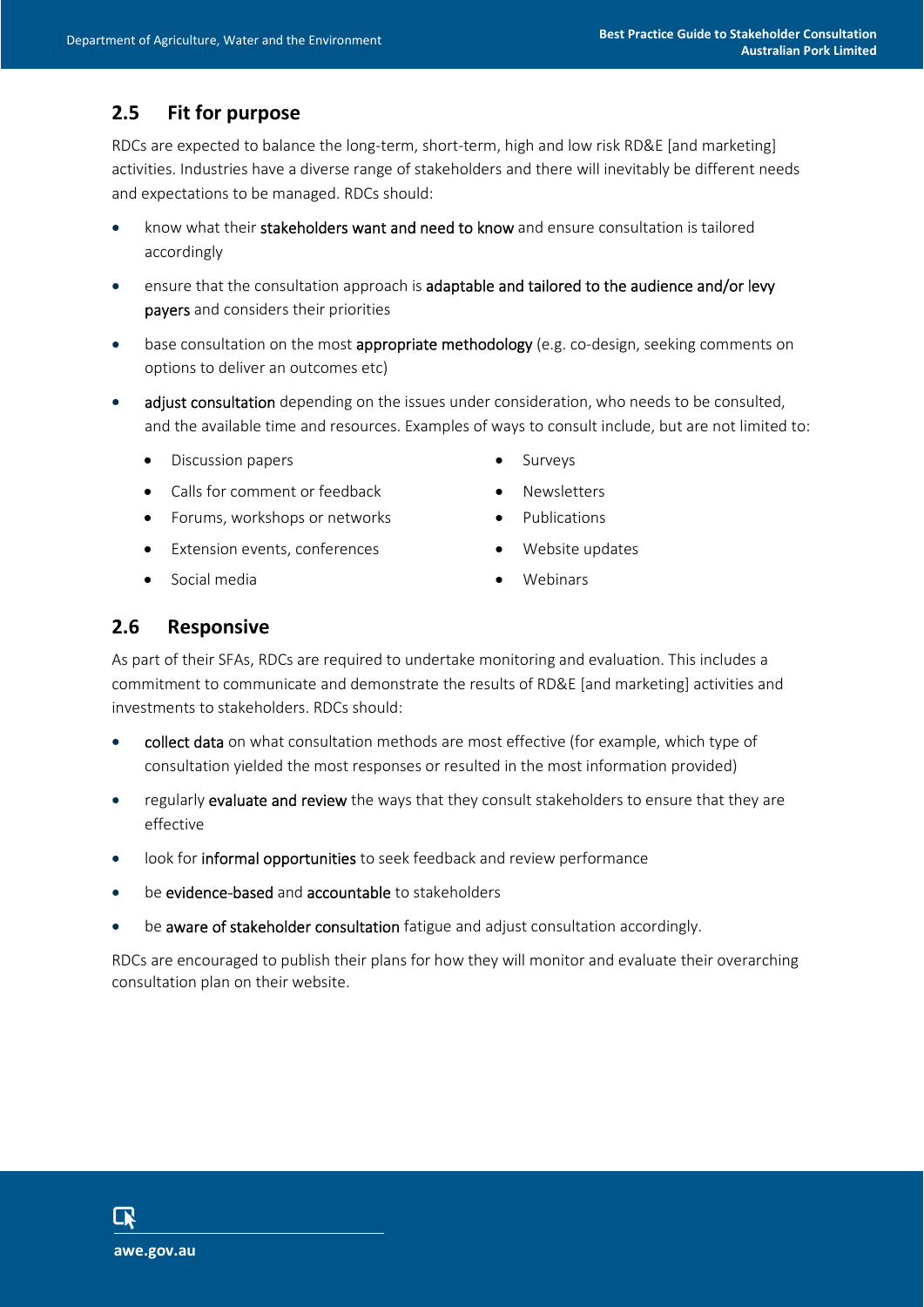## 2.5 Fit for purpose

RDCs are expected to balance the long-term, short-term, high and low risk RD&E [and marketing] activities. Industries have a diverse range of stakeholders and there will inevitably be different needs and expectations to be managed. RDCs should:

- know what their **stakeholders want and need to know** and ensure consultation is tailored accordingly
- ensure that the consultation approach is **adaptable and tailored to the audience and/or levy payers** and considers their priorities
- base consultation on the most **appropriate methodology** (e.g. co-design, seeking comments on options to deliver an outcomes etc)
- **adjust consultation** depending on the issues under consideration, who needs to be consulted, and the available time and resources. Examples of ways to consult include, but are not limited to:
  - Discussion papers
  - Calls for comment or feedback
  - Forums, workshops or networks
  - Extension events, conferences
  - Social media
  - Surveys
  - Newsletters
  - Publications
  - Website updates
  - Webinars

## 2.6 Responsive

As part of their SFAs, RDCs are required to undertake monitoring and evaluation. This includes a commitment to communicate and demonstrate the results of RD&E [and marketing] activities and investments to stakeholders. RDCs should:

- **collect data** on what consultation methods are most effective (for example, which type of consultation yielded the most responses or resulted in the most information provided)
- regularly **evaluate and review** the ways that they consult stakeholders to ensure that they are effective
- look for **informal opportunities** to seek feedback and review performance
- be **evidence-based** and **accountable** to stakeholders
- be **aware of stakeholder consultation** fatigue and adjust consultation accordingly.

RDCs are encouraged to publish their plans for how they will monitor and evaluate their overarching consultation plan on their website.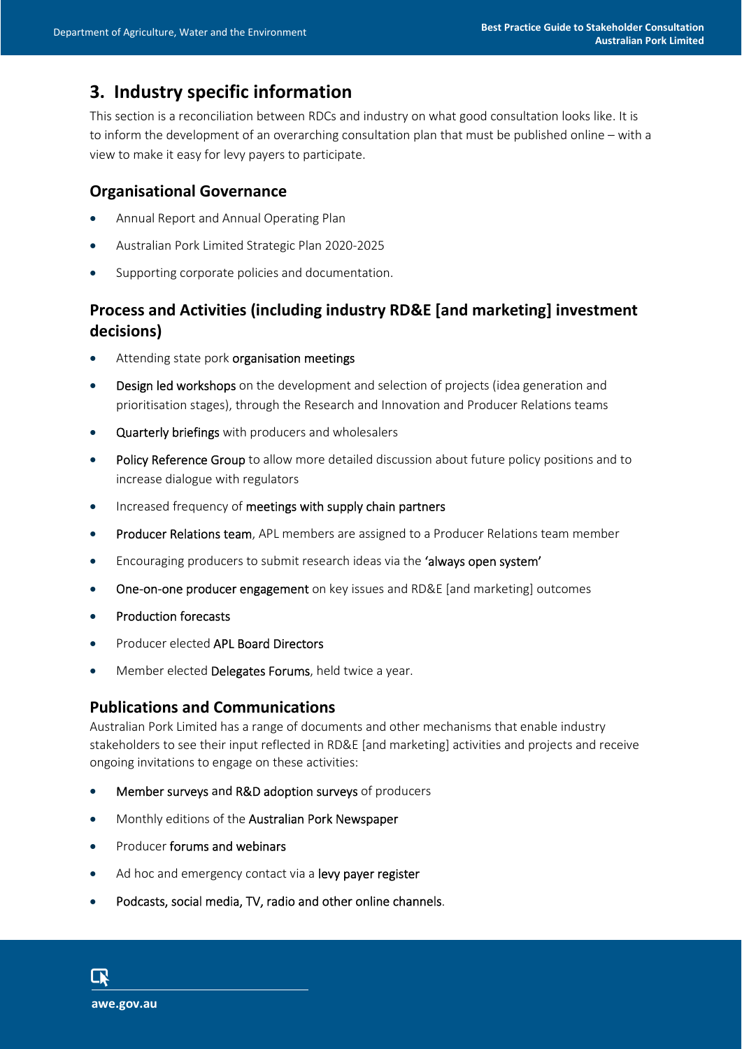## 3. Industry specific information

This section is a reconciliation between RDCs and industry on what good consultation looks like. It is to inform the development of an overarching consultation plan that must be published online – with a view to make it easy for levy payers to participate.

### Organisational Governance

- Annual Report and Annual Operating Plan
- Australian Pork Limited Strategic Plan 2020-2025
- Supporting corporate policies and documentation.

### Process and Activities (including industry RD&E [and marketing] investment decisions)

- Attending state pork organisation meetings
- Design led workshops on the development and selection of projects (idea generation and prioritisation stages), through the Research and Innovation and Producer Relations teams
- Quarterly briefings with producers and wholesalers
- Policy Reference Group to allow more detailed discussion about future policy positions and to increase dialogue with regulators
- Increased frequency of meetings with supply chain partners
- Producer Relations team, APL members are assigned to a Producer Relations team member
- Encouraging producers to submit research ideas via the 'always open system'
- One-on-one producer engagement on key issues and RD&E [and marketing] outcomes
- Production forecasts
- Producer elected APL Board Directors
- Member elected Delegates Forums, held twice a year.

### Publications and Communications

Australian Pork Limited has a range of documents and other mechanisms that enable industry stakeholders to see their input reflected in RD&E [and marketing] activities and projects and receive ongoing invitations to engage on these activities:

- Member surveys and R&D adoption surveys of producers
- Monthly editions of the Australian Pork Newspaper
- Producer forums and webinars
- Ad hoc and emergency contact via a levy payer register
- Podcasts, social media, TV, radio and other online channels.